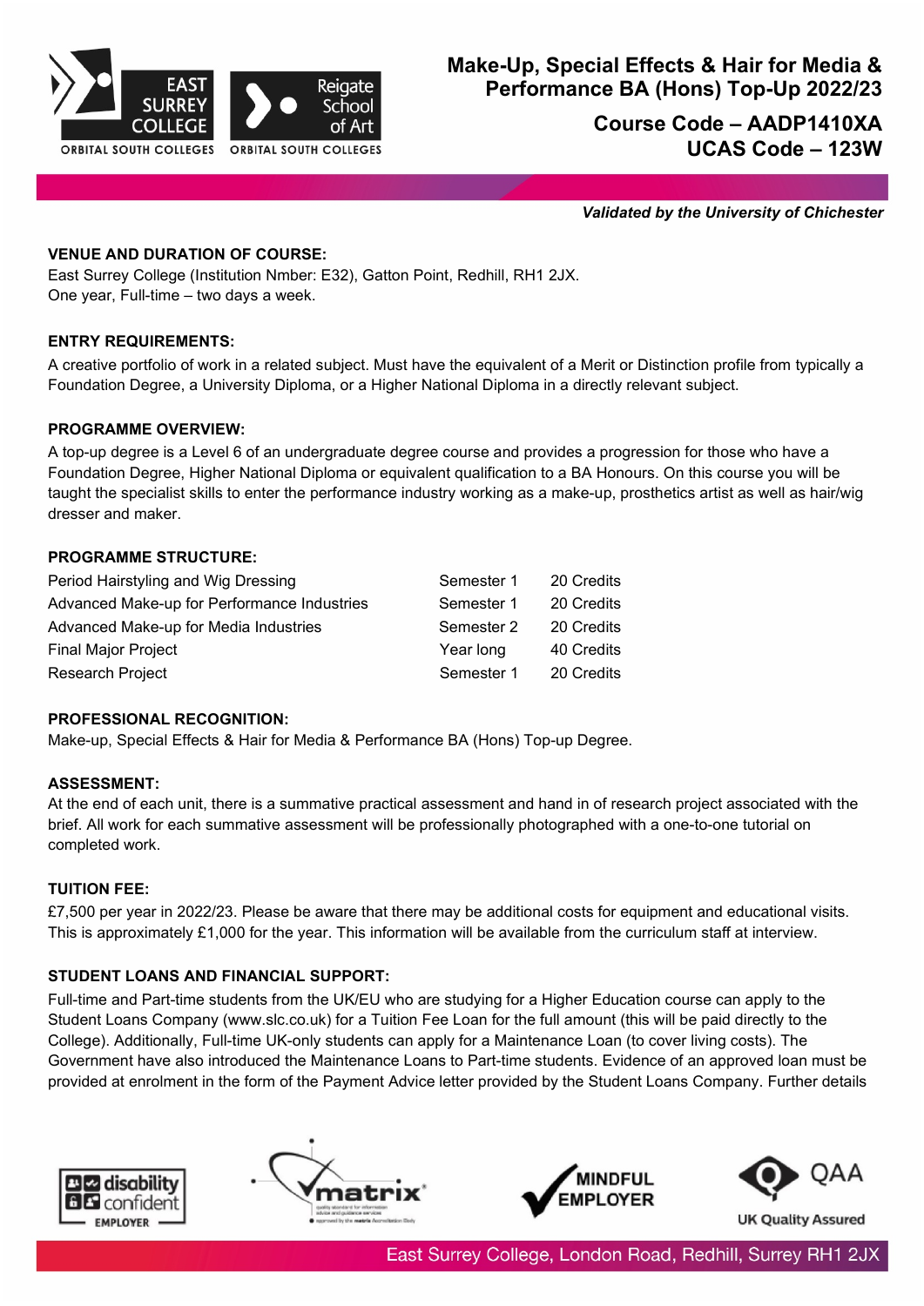# Make-Up, Special Effects & Hair for Media & Performance BA (Hons) Top-Up 2022/23

## Course Code – AADP1410XA
## UCAS Code – 123W

***Validated by the University of Chichester***

**VENUE AND DURATION OF COURSE:**
East Surrey College (Institution Nmber: E32), Gatton Point, Redhill, RH1 2JX.
One year, Full-time – two days a week.

**ENTRY REQUIREMENTS:**
A creative portfolio of work in a related subject. Must have the equivalent of a Merit or Distinction profile from typically a Foundation Degree, a University Diploma, or a Higher National Diploma in a directly relevant subject.

**PROGRAMME OVERVIEW:**
A top-up degree is a Level 6 of an undergraduate degree course and provides a progression for those who have a Foundation Degree, Higher National Diploma or equivalent qualification to a BA Honours. On this course you will be taught the specialist skills to enter the performance industry working as a make-up, prosthetics artist as well as hair/wig dresser and maker.

**PROGRAMME STRUCTURE:**

| | | |
|---|---|---|
| Period Hairstyling and Wig Dressing | Semester 1 | 20 Credits |
| Advanced Make-up for Performance Industries | Semester 1 | 20 Credits |
| Advanced Make-up for Media Industries | Semester 2 | 20 Credits |
| Final Major Project | Year long | 40 Credits |
| Research Project | Semester 1 | 20 Credits |

**PROFESSIONAL RECOGNITION:**
Make-up, Special Effects & Hair for Media & Performance BA (Hons) Top-up Degree.

**ASSESSMENT:**
At the end of each unit, there is a summative practical assessment and hand in of research project associated with the brief. All work for each summative assessment will be professionally photographed with a one-to-one tutorial on completed work.

**TUITION FEE:**
£7,500 per year in 2022/23. Please be aware that there may be additional costs for equipment and educational visits. This is approximately £1,000 for the year. This information will be available from the curriculum staff at interview.

**STUDENT LOANS AND FINANCIAL SUPPORT:**
Full-time and Part-time students from the UK/EU who are studying for a Higher Education course can apply to the Student Loans Company (www.slc.co.uk) for a Tuition Fee Loan for the full amount (this will be paid directly to the College). Additionally, Full-time UK-only students can apply for a Maintenance Loan (to cover living costs). The Government have also introduced the Maintenance Loans to Part-time students. Evidence of an approved loan must be provided at enrolment in the form of the Payment Advice letter provided by the Student Loans Company. Further details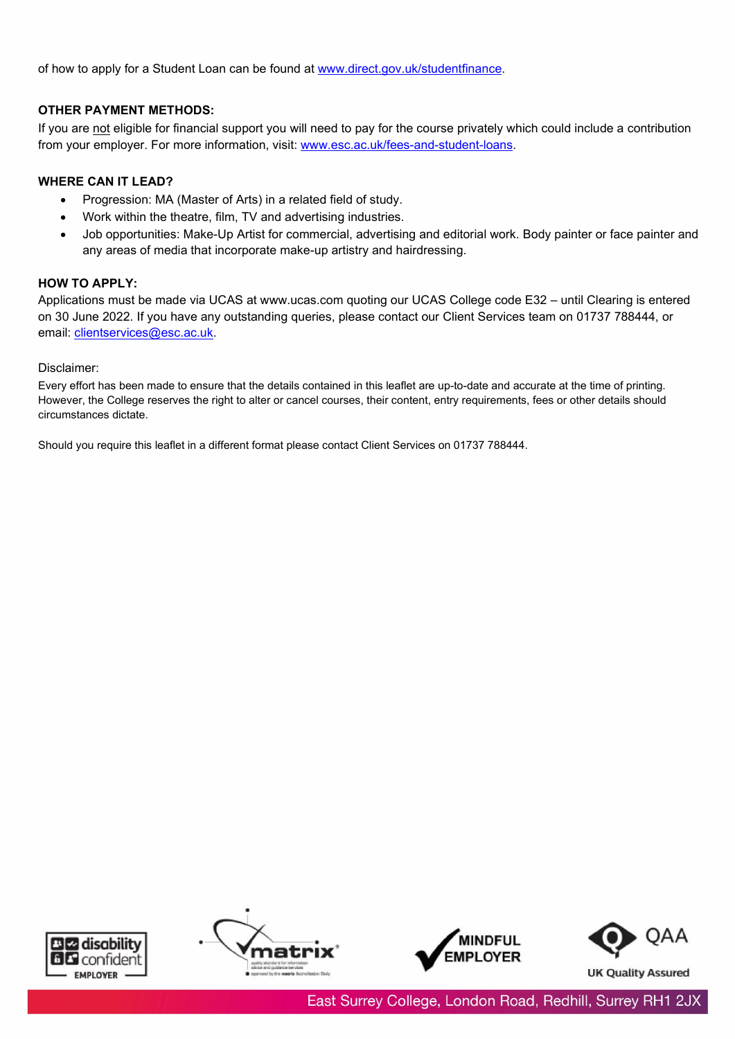of how to apply for a Student Loan can be found at www.direct.gov.uk/studentfinance.

**OTHER PAYMENT METHODS:**

If you are not eligible for financial support you will need to pay for the course privately which could include a contribution from your employer. For more information, visit: www.esc.ac.uk/fees-and-student-loans.

**WHERE CAN IT LEAD?**

- Progression: MA (Master of Arts) in a related field of study.
- Work within the theatre, film, TV and advertising industries.
- Job opportunities: Make-Up Artist for commercial, advertising and editorial work. Body painter or face painter and any areas of media that incorporate make-up artistry and hairdressing.

**HOW TO APPLY:**

Applications must be made via UCAS at www.ucas.com quoting our UCAS College code E32 – until Clearing is entered on 30 June 2022. If you have any outstanding queries, please contact our Client Services team on 01737 788444, or email: clientservices@esc.ac.uk.

Disclaimer:

Every effort has been made to ensure that the details contained in this leaflet are up-to-date and accurate at the time of printing. However, the College reserves the right to alter or cancel courses, their content, entry requirements, fees or other details should circumstances dictate.

Should you require this leaflet in a different format please contact Client Services on 01737 788444.

East Surrey College, London Road, Redhill, Surrey RH1 2JX